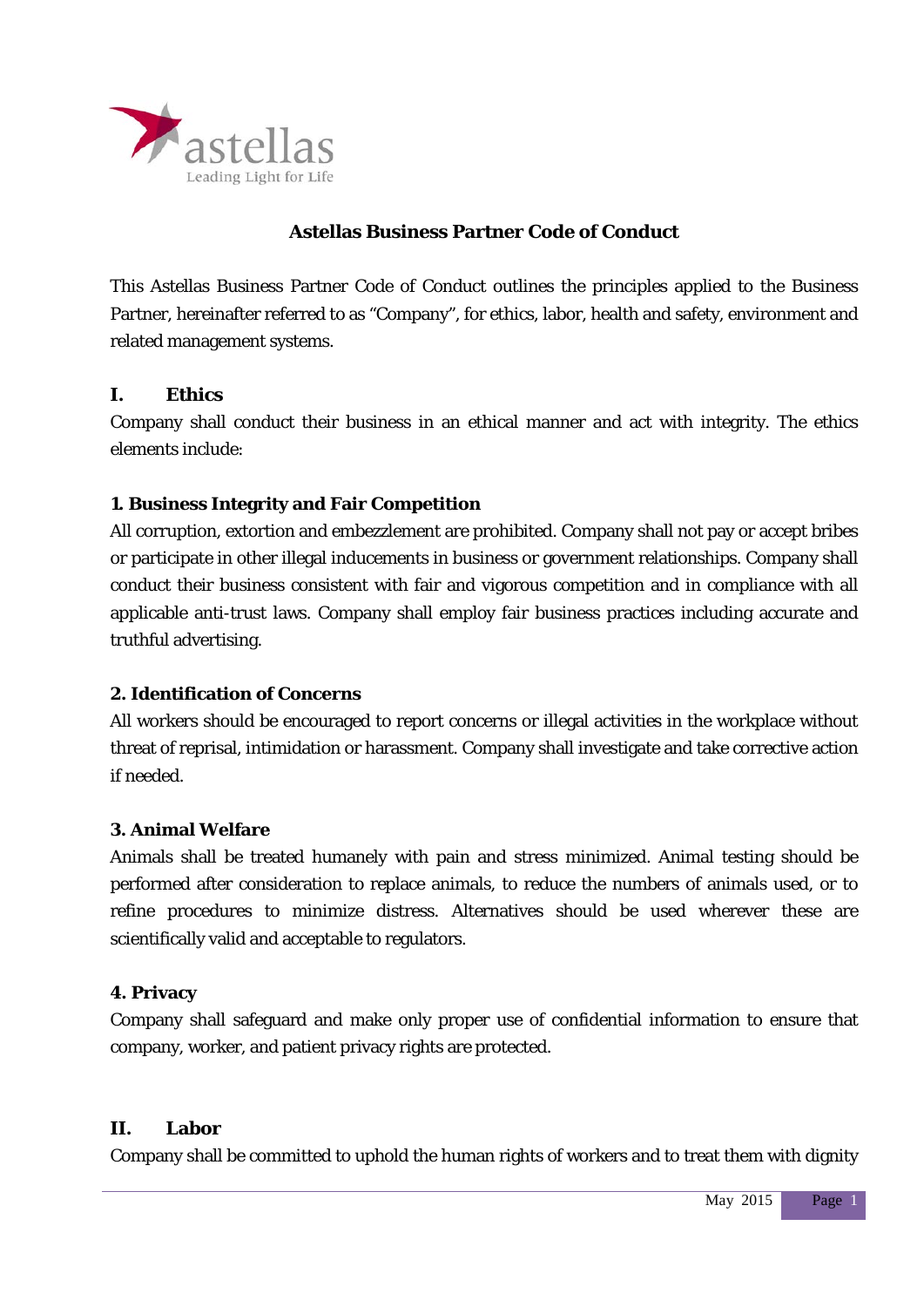# Astellas Business Partner Code of Conduct

This Astellas Business Partner Code of Conduct outlines the principles applied to the Business Partner, hereinafter referred to as "Company", for ethics, labor, health and safety, environment and related management systems.

## I. Ethics

Company shall conduct their business in an ethical manner and act with integrity. The ethics elements include:

### 1. Business Integrity and Fair Competition

All corruption, extortion and embezzlement are prohibited. Company shall not pay or accept bribes or participate in other illegal inducements in business or government relationships. Company shall conduct their business consistent with fair and vigorous competition and in compliance with all applicable anti-trust laws. Company shall employ fair business practices including accurate and truthful advertising.

### 2. Identification of Concerns

All workers should be encouraged to report concerns or illegal activities in the workplace without threat of reprisal, intimidation or harassment. Company shall investigate and take corrective action if needed.

### 3. Animal Welfare

Animals shall be treated humanely with pain and stress minimized. Animal testing should be performed after consideration to replace animals, to reduce the numbers of animals used, or to refine procedures to minimize distress. Alternatives should be used wherever these are scientifically valid and acceptable to regulators.

### 4. Privacy

Company shall safeguard and make only proper use of confidential information to ensure that company, worker, and patient privacy rights are protected.

## II. Labor

Company shall be committed to uphold the human rights of workers and to treat them with dignity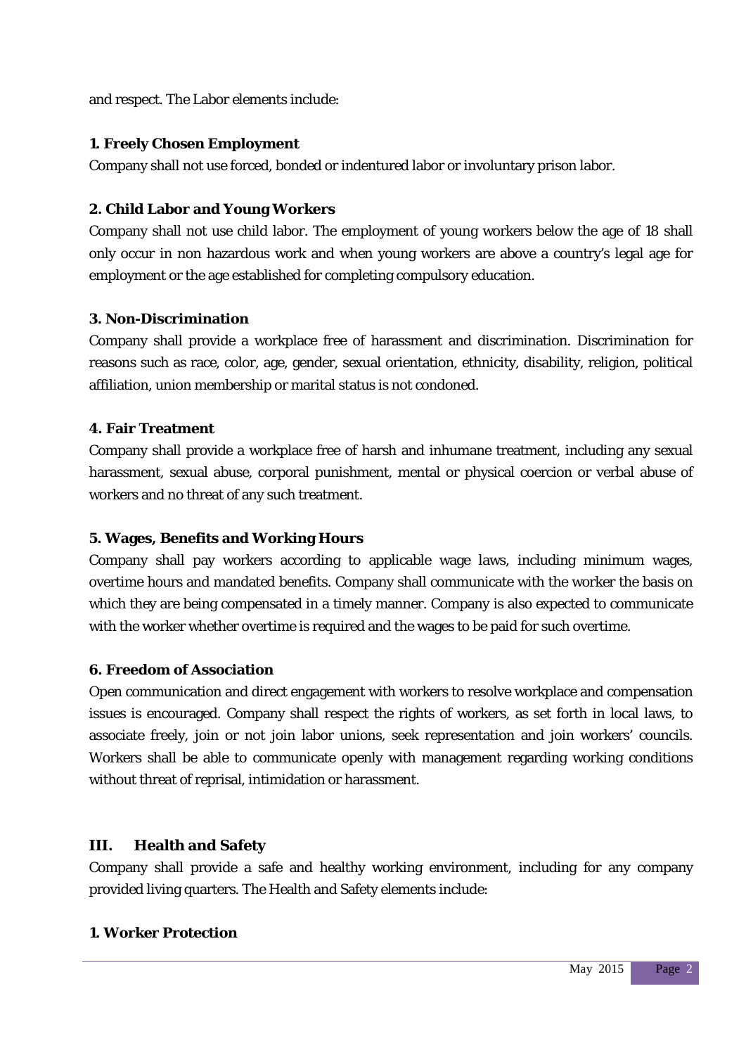and respect. The Labor elements include:

**1. Freely Chosen Employment**

Company shall not use forced, bonded or indentured labor or involuntary prison labor.

**2. Child Labor and Young Workers**

Company shall not use child labor. The employment of young workers below the age of 18 shall only occur in non hazardous work and when young workers are above a country's legal age for employment or the age established for completing compulsory education.

**3. Non-Discrimination**

Company shall provide a workplace free of harassment and discrimination. Discrimination for reasons such as race, color, age, gender, sexual orientation, ethnicity, disability, religion, political affiliation, union membership or marital status is not condoned.

**4. Fair Treatment**

Company shall provide a workplace free of harsh and inhumane treatment, including any sexual harassment, sexual abuse, corporal punishment, mental or physical coercion or verbal abuse of workers and no threat of any such treatment.

**5. Wages, Benefits and Working Hours**

Company shall pay workers according to applicable wage laws, including minimum wages, overtime hours and mandated benefits. Company shall communicate with the worker the basis on which they are being compensated in a timely manner. Company is also expected to communicate with the worker whether overtime is required and the wages to be paid for such overtime.

**6. Freedom of Association**

Open communication and direct engagement with workers to resolve workplace and compensation issues is encouraged. Company shall respect the rights of workers, as set forth in local laws, to associate freely, join or not join labor unions, seek representation and join workers' councils. Workers shall be able to communicate openly with management regarding working conditions without threat of reprisal, intimidation or harassment.

## III. Health and Safety

Company shall provide a safe and healthy working environment, including for any company provided living quarters. The Health and Safety elements include:

**1. Worker Protection**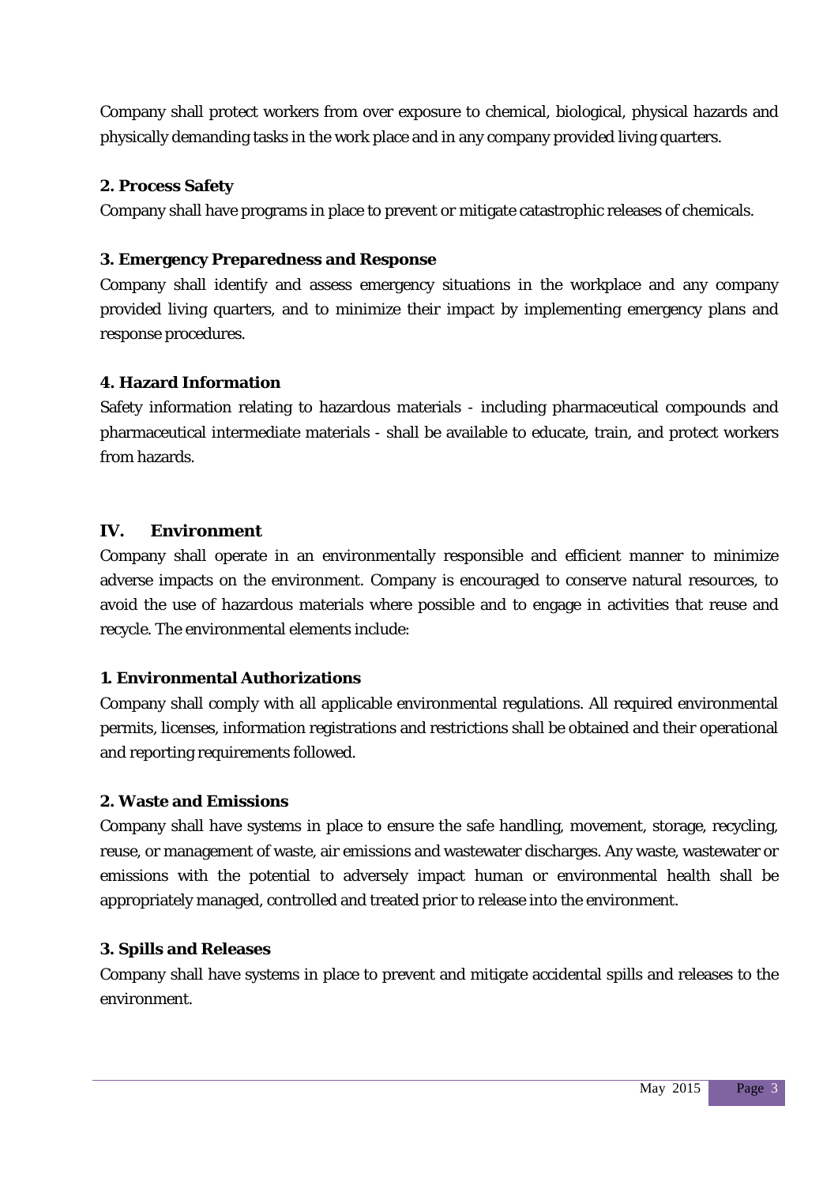Company shall protect workers from over exposure to chemical, biological, physical hazards and physically demanding tasks in the work place and in any company provided living quarters.

**2. Process Safety**

Company shall have programs in place to prevent or mitigate catastrophic releases of chemicals.

**3. Emergency Preparedness and Response**

Company shall identify and assess emergency situations in the workplace and any company provided living quarters, and to minimize their impact by implementing emergency plans and response procedures.

**4. Hazard Information**

Safety information relating to hazardous materials - including pharmaceutical compounds and pharmaceutical intermediate materials - shall be available to educate, train, and protect workers from hazards.

## IV. Environment

Company shall operate in an environmentally responsible and efficient manner to minimize adverse impacts on the environment. Company is encouraged to conserve natural resources, to avoid the use of hazardous materials where possible and to engage in activities that reuse and recycle. The environmental elements include:

**1. Environmental Authorizations**

Company shall comply with all applicable environmental regulations. All required environmental permits, licenses, information registrations and restrictions shall be obtained and their operational and reporting requirements followed.

**2. Waste and Emissions**

Company shall have systems in place to ensure the safe handling, movement, storage, recycling, reuse, or management of waste, air emissions and wastewater discharges. Any waste, wastewater or emissions with the potential to adversely impact human or environmental health shall be appropriately managed, controlled and treated prior to release into the environment.

**3. Spills and Releases**

Company shall have systems in place to prevent and mitigate accidental spills and releases to the environment.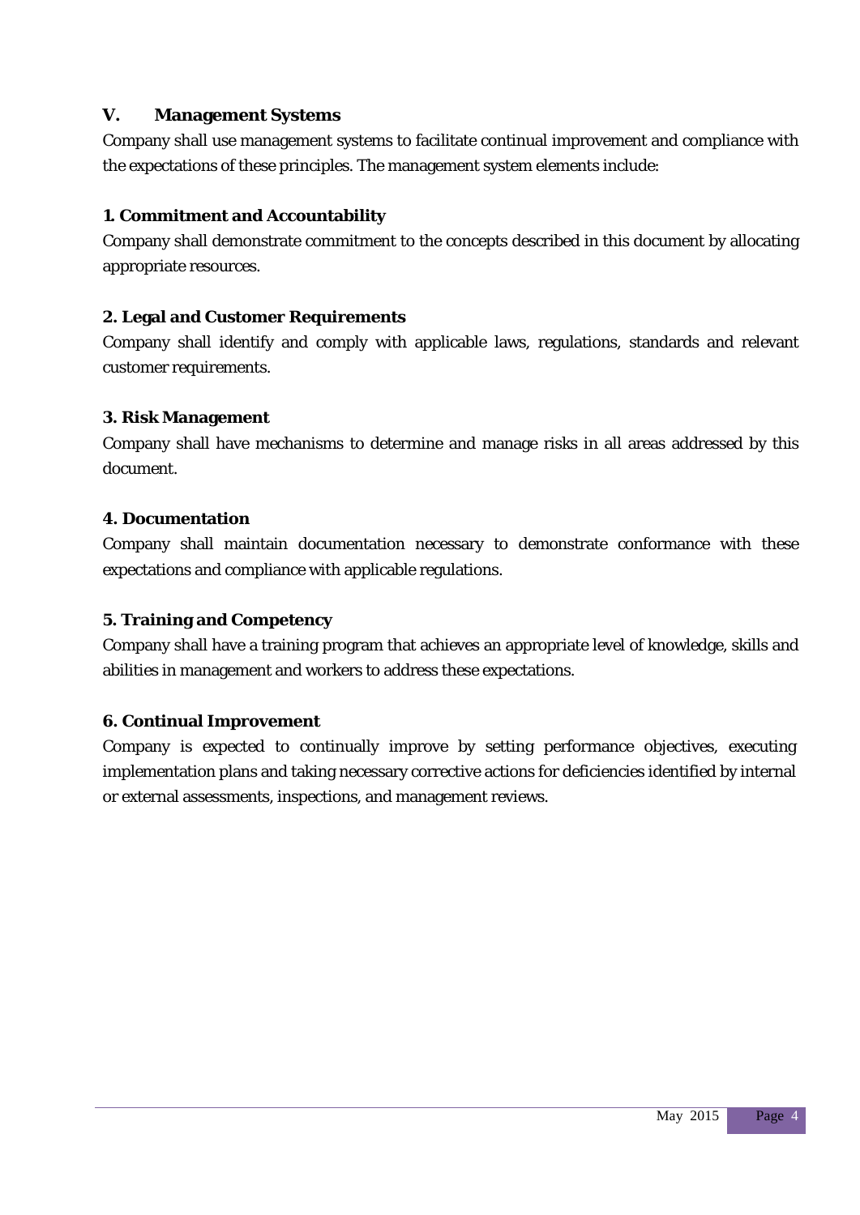## V. Management Systems

Company shall use management systems to facilitate continual improvement and compliance with the expectations of these principles. The management system elements include:

### 1. Commitment and Accountability

Company shall demonstrate commitment to the concepts described in this document by allocating appropriate resources.

### 2. Legal and Customer Requirements

Company shall identify and comply with applicable laws, regulations, standards and relevant customer requirements.

### 3. Risk Management

Company shall have mechanisms to determine and manage risks in all areas addressed by this document.

### 4. Documentation

Company shall maintain documentation necessary to demonstrate conformance with these expectations and compliance with applicable regulations.

### 5. Training and Competency

Company shall have a training program that achieves an appropriate level of knowledge, skills and abilities in management and workers to address these expectations.

### 6. Continual Improvement

Company is expected to continually improve by setting performance objectives, executing implementation plans and taking necessary corrective actions for deficiencies identified by internal or external assessments, inspections, and management reviews.